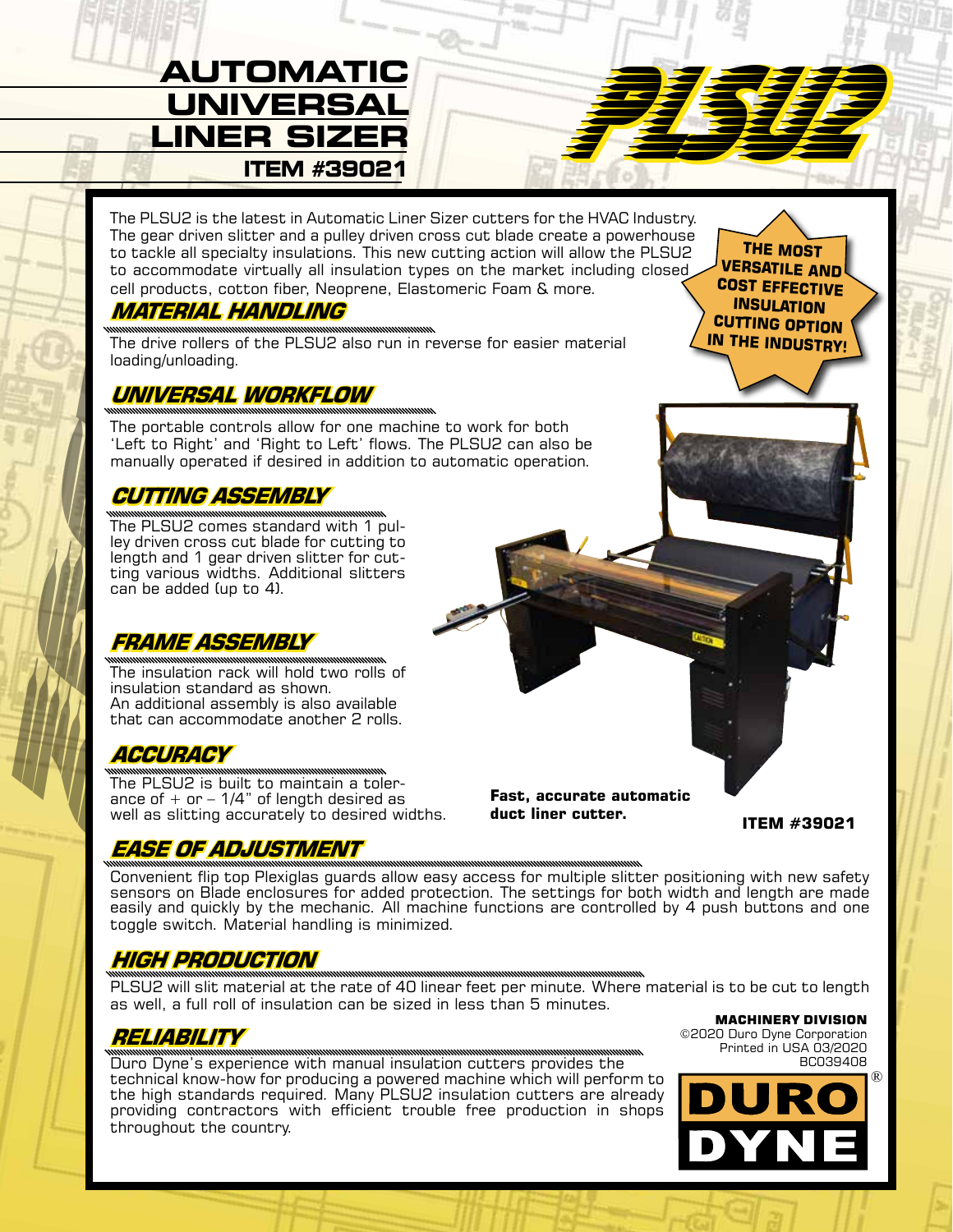# AUTOMATIC UNIVERSAL LINER SIZER

## ITEM #39021

# PLSU2

The PLSU2 is the latest in Automatic Liner Sizer cutters for the HVAC Industry. The gear driven slitter and a pulley driven cross cut blade create a powerhouse to tackle all specialty insulations. This new cutting action will allow the PLSU2 to accommodate virtually all insulation types on the market including closed cell products, cotton fiber, Neoprene, Elastomeric Foam & more.

**THE MOST VERSATILE AND COST EFFECTIVE INSULATION CUTTING OPTION IN THE INDUSTRY!**

## *MATERIAL HANDLING*

The drive rollers of the PLSU2 also run in reverse for easier material loading/unloading.

## *UNIVERSAL WORKFLOW*

The portable controls allow for one machine to work for both 'Left to Right' and 'Right to Left' flows. The PLSU2 can also be manually operated if desired in addition to automatic operation.

## *CUTTING ASSEMBLY*

The PLSU2 comes standard with 1 pulley driven cross cut blade for cutting to length and 1 gear driven slitter for cutting various widths. Additional slitters can be added (up to 4).

## *FRAME ASSEMBLY*

The insulation rack will hold two rolls of insulation standard as shown.
An additional assembly is also available that can accommodate another 2 rolls.

## *ACCURACY*

The PLSU2 is built to maintain a tolerance of + or – 1/4" of length desired as well as slitting accurately to desired widths.

**Fast, accurate automatic duct liner cutter.**

**ITEM #39021**

## *EASE OF ADJUSTMENT*

Convenient flip top Plexiglas guards allow easy access for multiple slitter positioning with new safety sensors on Blade enclosures for added protection. The settings for both width and length are made easily and quickly by the mechanic. All machine functions are controlled by 4 push buttons and one toggle switch. Material handling is minimized.

## *HIGH PRODUCTION*

PLSU2 will slit material at the rate of 40 linear feet per minute. Where material is to be cut to length as well, a full roll of insulation can be sized in less than 5 minutes.

## *RELIABILITY*

Duro Dyne's experience with manual insulation cutters provides the technical know-how for producing a powered machine which will perform to the high standards required. Many PLSU2 insulation cutters are already providing contractors with efficient trouble free production in shops throughout the country.

**MACHINERY DIVISION**
©2020 Duro Dyne Corporation
Printed in USA 03/2020
BC039408

DURO DYNE®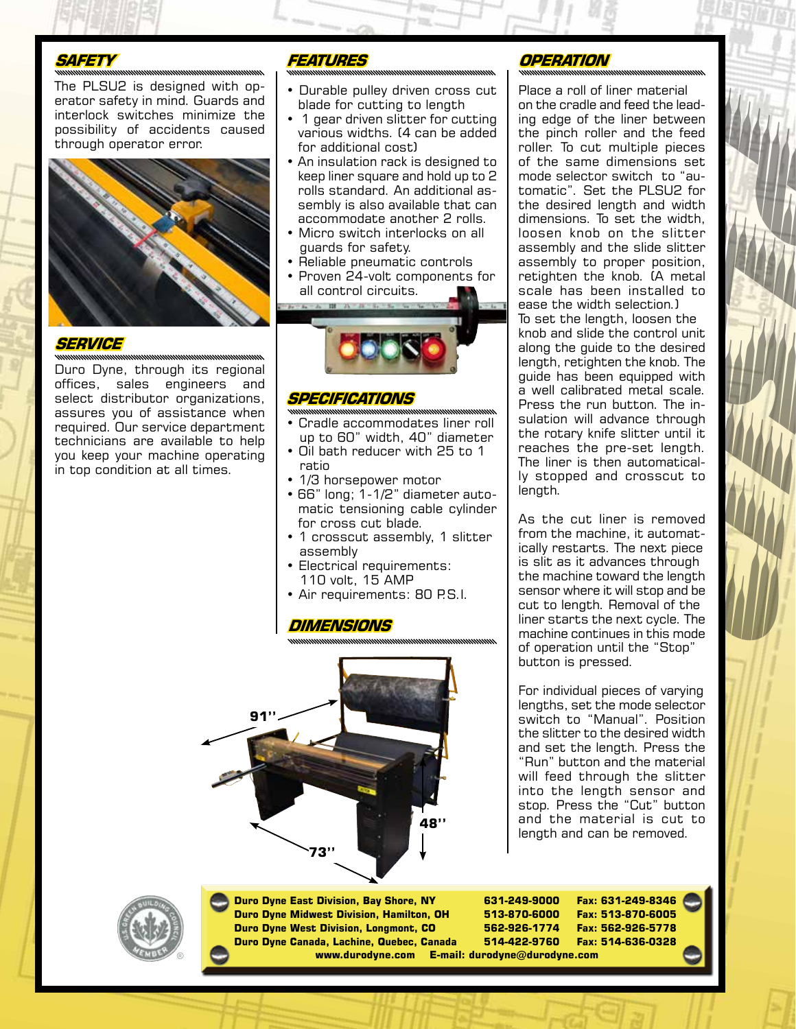## SAFETY

The PLSU2 is designed with operator safety in mind. Guards and interlock switches minimize the possibility of accidents caused through operator error.

## SERVICE

Duro Dyne, through its regional offices, sales engineers and select distributor organizations, assures you of assistance when required. Our service department technicians are available to help you keep your machine operating in top condition at all times.

## FEATURES

- Durable pulley driven cross cut blade for cutting to length
- 1 gear driven slitter for cutting various widths. (4 can be added for additional cost)
- An insulation rack is designed to keep liner square and hold up to 2 rolls standard. An additional assembly is also available that can accommodate another 2 rolls.
- Micro switch interlocks on all guards for safety.
- Reliable pneumatic controls
- Proven 24-volt components for all control circuits.

## SPECIFICATIONS

- Cradle accommodates liner roll up to 60" width, 40" diameter
- Oil bath reducer with 25 to 1 ratio
- 1/3 horsepower motor
- 66" long; 1-1/2" diameter automatic tensioning cable cylinder for cross cut blade.
- 1 crosscut assembly, 1 slitter assembly
- Electrical requirements: 110 volt, 15 AMP
- Air requirements: 80 P.S.I.

## DIMENSIONS

91"

48"

73"

## OPERATION

Place a roll of liner material on the cradle and feed the leading edge of the liner between the pinch roller and the feed roller. To cut multiple pieces of the same dimensions set mode selector switch to "automatic". Set the PLSU2 for the desired length and width dimensions. To set the width, loosen knob on the slitter assembly and the slide slitter assembly to proper position, retighten the knob. (A metal scale has been installed to ease the width selection.)

To set the length, loosen the knob and slide the control unit along the guide to the desired length, retighten the knob. The guide has been equipped with a well calibrated metal scale. Press the run button. The insulation will advance through the rotary knife slitter until it reaches the pre-set length. The liner is then automatically stopped and crosscut to length.

As the cut liner is removed from the machine, it automatically restarts. The next piece is slit as it advances through the machine toward the length sensor where it will stop and be cut to length. Removal of the liner starts the next cycle. The machine continues in this mode of operation until the "Stop" button is pressed.

For individual pieces of varying lengths, set the mode selector switch to "Manual". Position the slitter to the desired width and set the length. Press the "Run" button and the material will feed through the slitter into the length sensor and stop. Press the "Cut" button and the material is cut to length and can be removed.

| | | |
|---|---|---|
| **Duro Dyne East Division, Bay Shore, NY** | **631-249-9000** | **Fax: 631-249-8346** |
| **Duro Dyne Midwest Division, Hamilton, OH** | **513-870-6000** | **Fax: 513-870-6005** |
| **Duro Dyne West Division, Longmont, CO** | **562-926-1774** | **Fax: 562-926-5778** |
| **Duro Dyne Canada, Lachine, Quebec, Canada** | **514-422-9760** | **Fax: 514-636-0328** |

**www.durodyne.com E-mail: durodyne@durodyne.com**